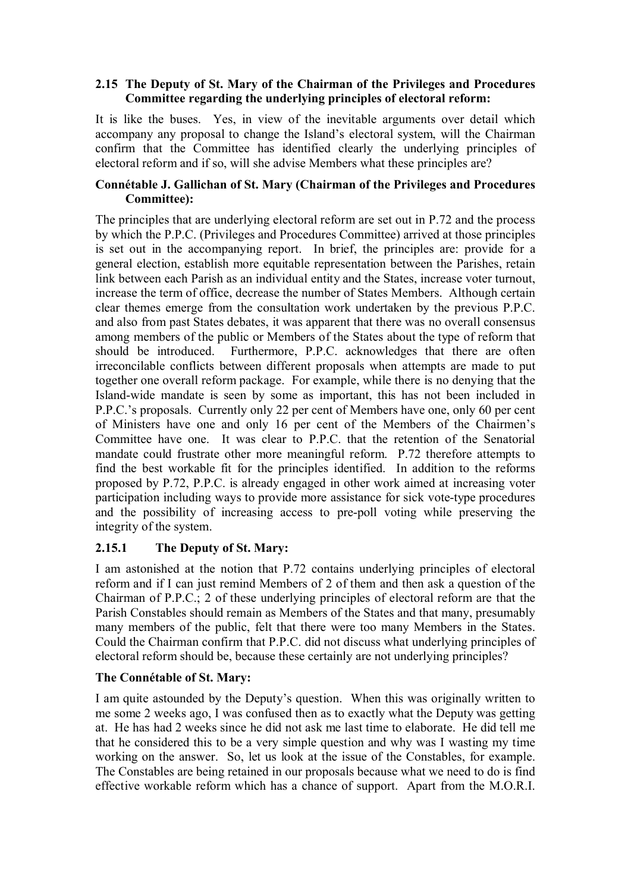### 2.15 The Deputy of St. Mary of the Chairman of the Privileges and Procedures Committee regarding the underlying principles of electoral reform:

It is like the buses. Yes, in view of the inevitable arguments over detail which accompany any proposal to change the Island's electoral system, will the Chairman confirm that the Committee has identified clearly the underlying principles of electoral reform and if so, will she advise Members what these principles are?

**Connétable J. Gallichan of St. Mary (Chairman of the Privileges and Procedures Committee):**

The principles that are underlying electoral reform are set out in P.72 and the process by which the P.P.C. (Privileges and Procedures Committee) arrived at those principles is set out in the accompanying report. In brief, the principles are: provide for a general election, establish more equitable representation between the Parishes, retain link between each Parish as an individual entity and the States, increase voter turnout, increase the term of office, decrease the number of States Members. Although certain clear themes emerge from the consultation work undertaken by the previous P.P.C. and also from past States debates, it was apparent that there was no overall consensus among members of the public or Members of the States about the type of reform that should be introduced. Furthermore, P.P.C. acknowledges that there are often irreconcilable conflicts between different proposals when attempts are made to put together one overall reform package. For example, while there is no denying that the Island-wide mandate is seen by some as important, this has not been included in P.P.C.'s proposals. Currently only 22 per cent of Members have one, only 60 per cent of Ministers have one and only 16 per cent of the Members of the Chairmen's Committee have one. It was clear to P.P.C. that the retention of the Senatorial mandate could frustrate other more meaningful reform. P.72 therefore attempts to find the best workable fit for the principles identified. In addition to the reforms proposed by P.72, P.P.C. is already engaged in other work aimed at increasing voter participation including ways to provide more assistance for sick vote-type procedures and the possibility of increasing access to pre-poll voting while preserving the integrity of the system.

### 2.15.1 The Deputy of St. Mary:

I am astonished at the notion that P.72 contains underlying principles of electoral reform and if I can just remind Members of 2 of them and then ask a question of the Chairman of P.P.C.; 2 of these underlying principles of electoral reform are that the Parish Constables should remain as Members of the States and that many, presumably many members of the public, felt that there were too many Members in the States. Could the Chairman confirm that P.P.C. did not discuss what underlying principles of electoral reform should be, because these certainly are not underlying principles?

**The Connétable of St. Mary:**

I am quite astounded by the Deputy's question. When this was originally written to me some 2 weeks ago, I was confused then as to exactly what the Deputy was getting at. He has had 2 weeks since he did not ask me last time to elaborate. He did tell me that he considered this to be a very simple question and why was I wasting my time working on the answer. So, let us look at the issue of the Constables, for example. The Constables are being retained in our proposals because what we need to do is find effective workable reform which has a chance of support. Apart from the M.O.R.I.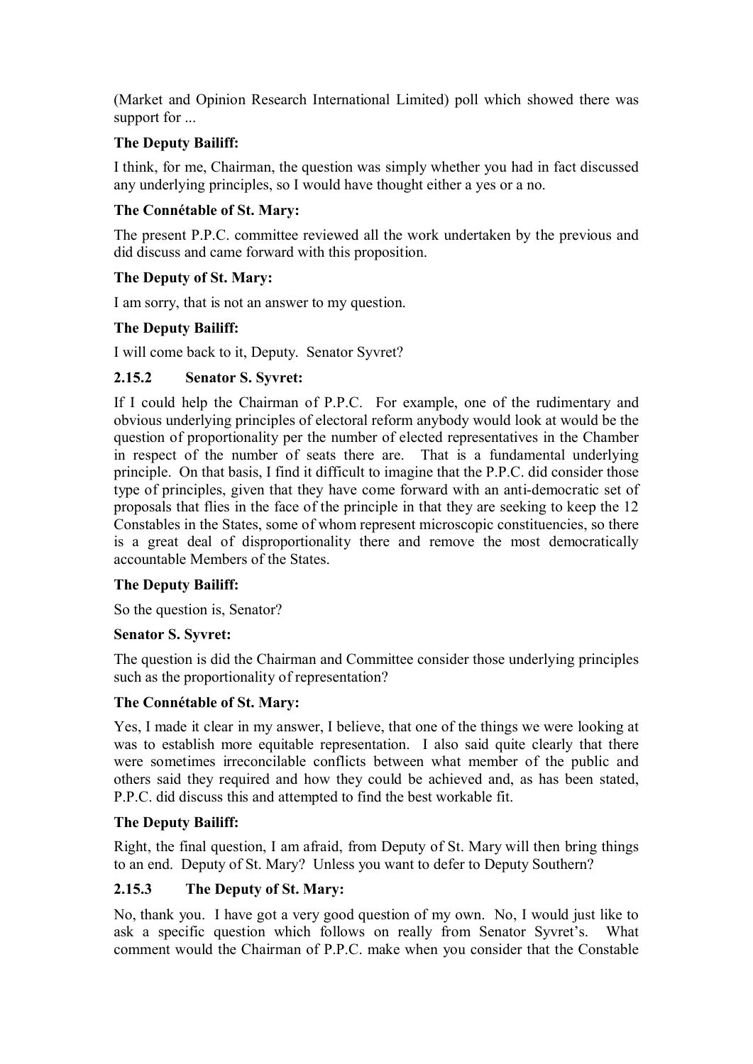(Market and Opinion Research International Limited) poll which showed there was support for ...

**The Deputy Bailiff:**

I think, for me, Chairman, the question was simply whether you had in fact discussed any underlying principles, so I would have thought either a yes or a no.

**The Connétable of St. Mary:**

The present P.P.C. committee reviewed all the work undertaken by the previous and did discuss and came forward with this proposition.

**The Deputy of St. Mary:**

I am sorry, that is not an answer to my question.

**The Deputy Bailiff:**

I will come back to it, Deputy. Senator Syvret?

### 2.15.2 Senator S. Syvret:

If I could help the Chairman of P.P.C. For example, one of the rudimentary and obvious underlying principles of electoral reform anybody would look at would be the question of proportionality per the number of elected representatives in the Chamber in respect of the number of seats there are. That is a fundamental underlying principle. On that basis, I find it difficult to imagine that the P.P.C. did consider those type of principles, given that they have come forward with an anti-democratic set of proposals that flies in the face of the principle in that they are seeking to keep the 12 Constables in the States, some of whom represent microscopic constituencies, so there is a great deal of disproportionality there and remove the most democratically accountable Members of the States.

**The Deputy Bailiff:**

So the question is, Senator?

**Senator S. Syvret:**

The question is did the Chairman and Committee consider those underlying principles such as the proportionality of representation?

**The Connétable of St. Mary:**

Yes, I made it clear in my answer, I believe, that one of the things we were looking at was to establish more equitable representation. I also said quite clearly that there were sometimes irreconcilable conflicts between what member of the public and others said they required and how they could be achieved and, as has been stated, P.P.C. did discuss this and attempted to find the best workable fit.

**The Deputy Bailiff:**

Right, the final question, I am afraid, from Deputy of St. Mary will then bring things to an end. Deputy of St. Mary? Unless you want to defer to Deputy Southern?

### 2.15.3 The Deputy of St. Mary:

No, thank you. I have got a very good question of my own. No, I would just like to ask a specific question which follows on really from Senator Syvret's. What comment would the Chairman of P.P.C. make when you consider that the Constable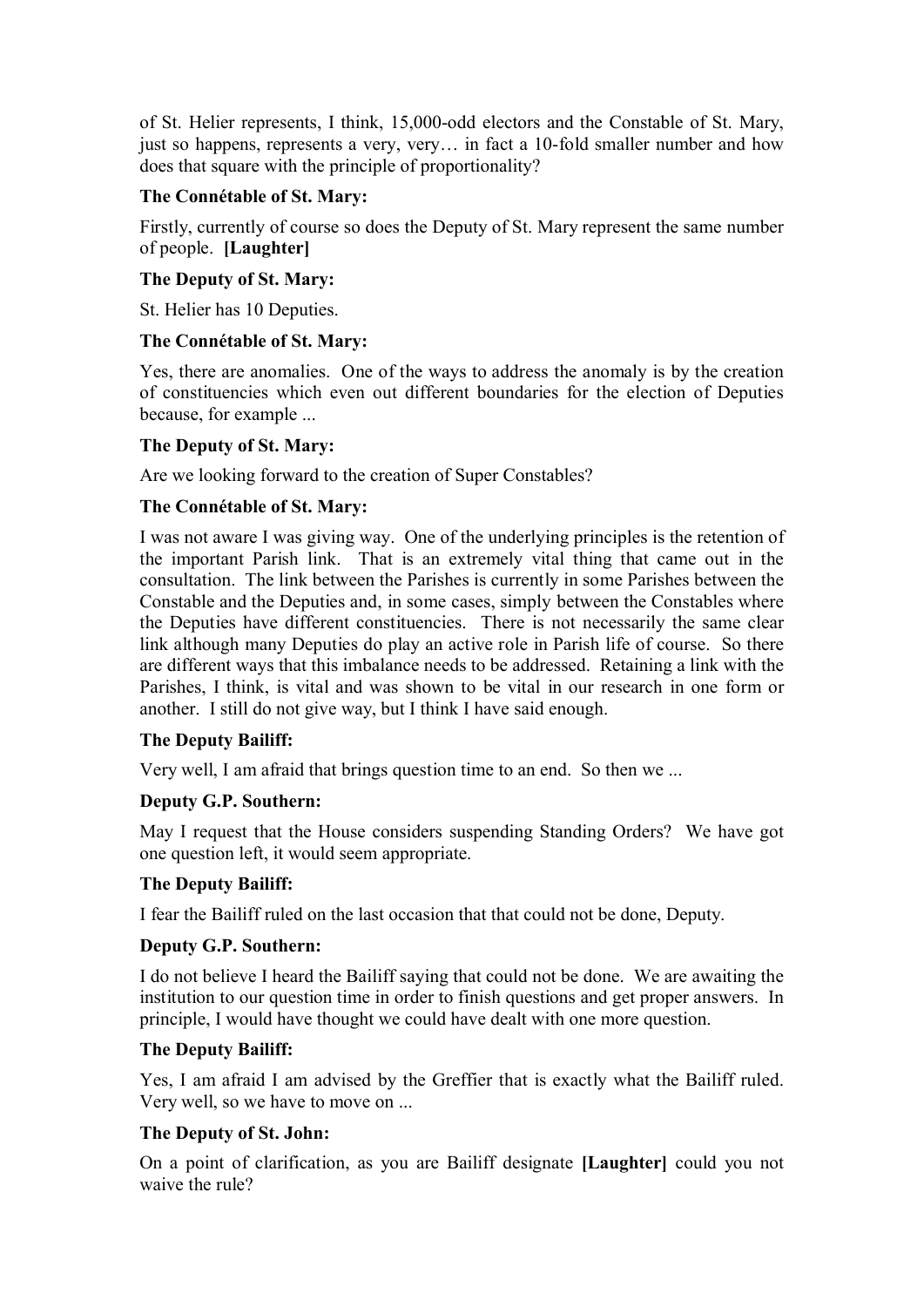of St. Helier represents, I think, 15,000-odd electors and the Constable of St. Mary, just so happens, represents a very, very… in fact a 10-fold smaller number and how does that square with the principle of proportionality?

**The Connétable of St. Mary:**

Firstly, currently of course so does the Deputy of St. Mary represent the same number of people. **[Laughter]**

**The Deputy of St. Mary:**

St. Helier has 10 Deputies.

**The Connétable of St. Mary:**

Yes, there are anomalies. One of the ways to address the anomaly is by the creation of constituencies which even out different boundaries for the election of Deputies because, for example ...

**The Deputy of St. Mary:**

Are we looking forward to the creation of Super Constables?

**The Connétable of St. Mary:**

I was not aware I was giving way. One of the underlying principles is the retention of the important Parish link. That is an extremely vital thing that came out in the consultation. The link between the Parishes is currently in some Parishes between the Constable and the Deputies and, in some cases, simply between the Constables where the Deputies have different constituencies. There is not necessarily the same clear link although many Deputies do play an active role in Parish life of course. So there are different ways that this imbalance needs to be addressed. Retaining a link with the Parishes, I think, is vital and was shown to be vital in our research in one form or another. I still do not give way, but I think I have said enough.

**The Deputy Bailiff:**

Very well, I am afraid that brings question time to an end. So then we ...

**Deputy G.P. Southern:**

May I request that the House considers suspending Standing Orders? We have got one question left, it would seem appropriate.

**The Deputy Bailiff:**

I fear the Bailiff ruled on the last occasion that that could not be done, Deputy.

**Deputy G.P. Southern:**

I do not believe I heard the Bailiff saying that could not be done. We are awaiting the institution to our question time in order to finish questions and get proper answers. In principle, I would have thought we could have dealt with one more question.

**The Deputy Bailiff:**

Yes, I am afraid I am advised by the Greffier that is exactly what the Bailiff ruled. Very well, so we have to move on ...

**The Deputy of St. John:**

On a point of clarification, as you are Bailiff designate **[Laughter]** could you not waive the rule?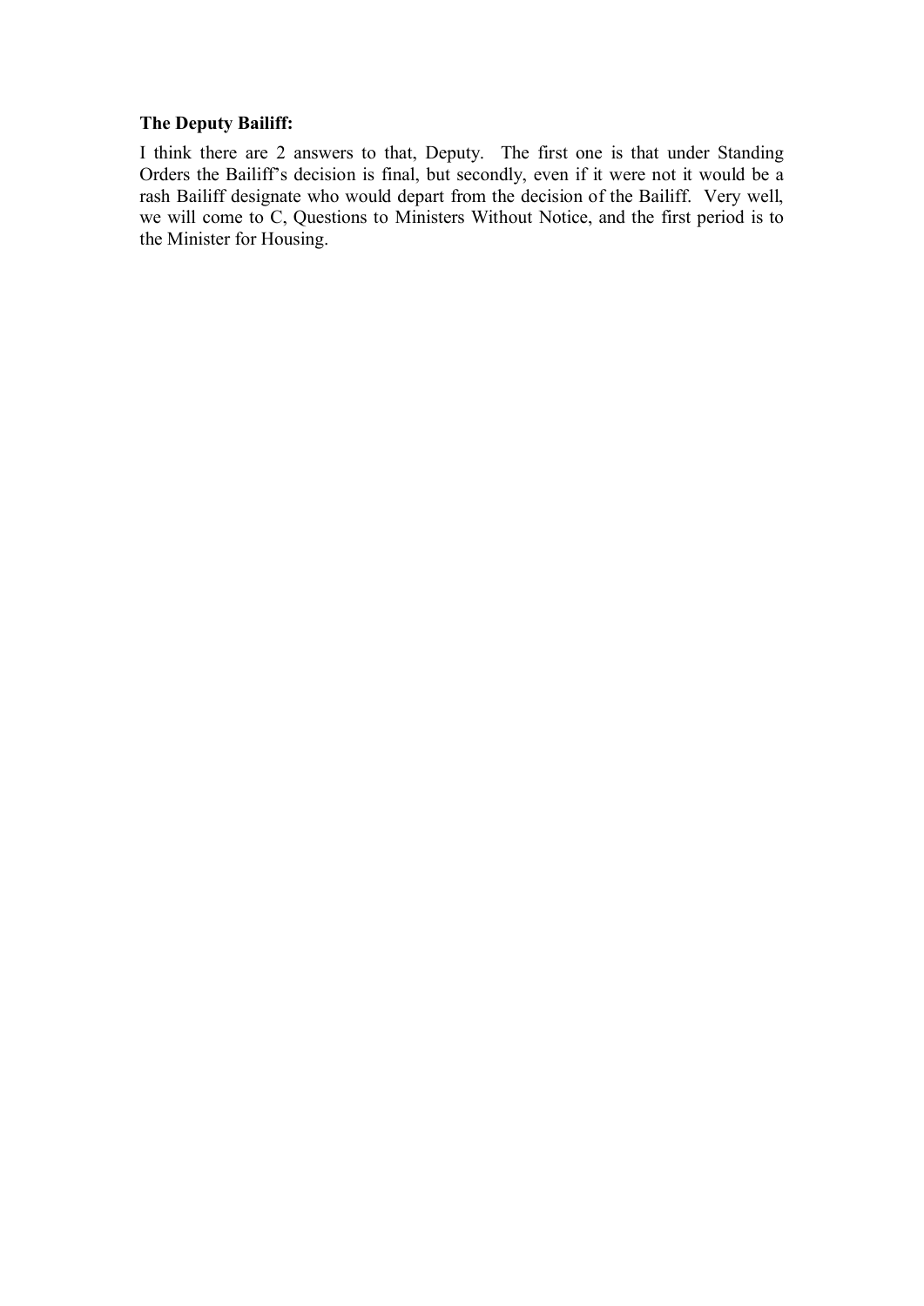**The Deputy Bailiff:**

I think there are 2 answers to that, Deputy. The first one is that under Standing Orders the Bailiff's decision is final, but secondly, even if it were not it would be a rash Bailiff designate who would depart from the decision of the Bailiff. Very well, we will come to C, Questions to Ministers Without Notice, and the first period is to the Minister for Housing.